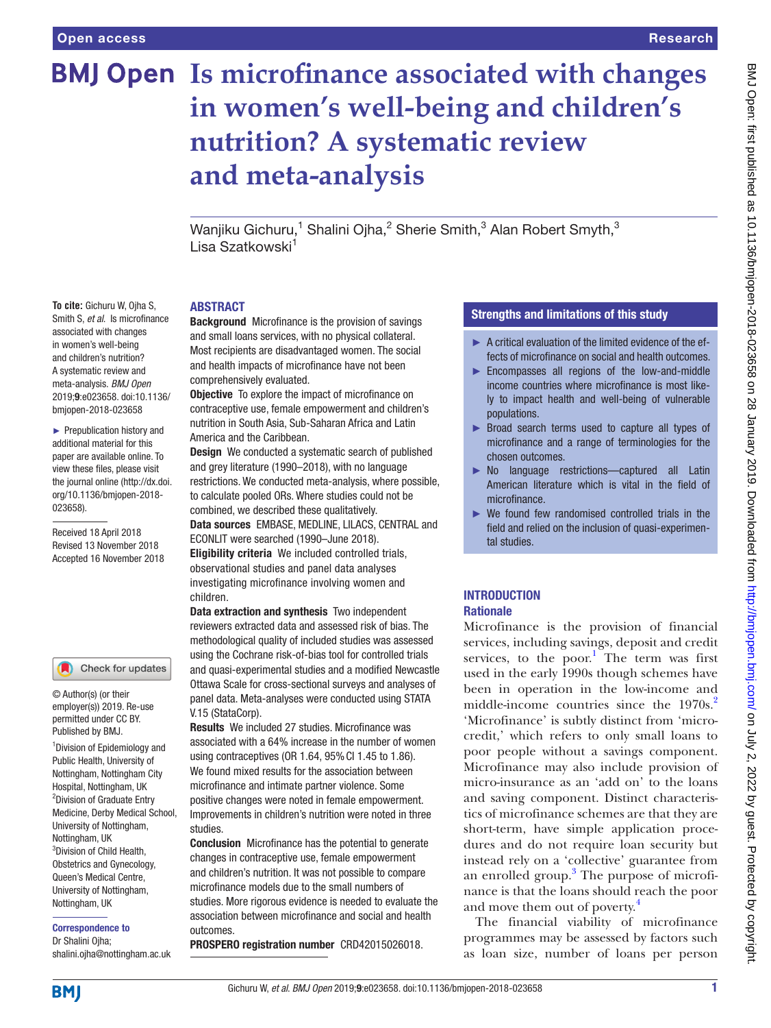# Is microfinance associated with changes in women's well-being and children's nutrition? A systematic review and meta-analysis

Wanjiku Gichuru,[1] Shalini Ojha,[2] Sherie Smith,[3] Alan Robert Smyth,[3] Lisa Szatkowski[1]

**To cite:** Gichuru W, Ojha S, Smith S, *et al*. Is microfinance associated with changes in women's well-being and children's nutrition? A systematic review and meta-analysis. *BMJ Open* 2019;**9**:e023658. doi:10.1136/bmjopen-2018-023658

► Prepublication history and additional material for this paper are available online. To view these files, please visit the journal online (http://dx.doi.org/10.1136/bmjopen-2018-023658).

Received 18 April 2018
Revised 13 November 2018
Accepted 16 November 2018

© Author(s) (or their employer(s)) 2019. Re-use permitted under CC BY. Published by BMJ.

[1]Division of Epidemiology and Public Health, University of Nottingham, Nottingham City Hospital, Nottingham, UK
[2]Division of Graduate Entry Medicine, Derby Medical School, University of Nottingham, Nottingham, UK
[3]Division of Child Health, Obstetrics and Gynecology, Queen's Medical Centre, University of Nottingham, Nottingham, UK

**Correspondence to**
Dr Shalini Ojha;
shalini.ojha@nottingham.ac.uk

## ABSTRACT

**Background** Microfinance is the provision of savings and small loans services, with no physical collateral. Most recipients are disadvantaged women. The social and health impacts of microfinance have not been comprehensively evaluated.

**Objective** To explore the impact of microfinance on contraceptive use, female empowerment and children's nutrition in South Asia, Sub-Saharan Africa and Latin America and the Caribbean.

**Design** We conducted a systematic search of published and grey literature (1990–2018), with no language restrictions. We conducted meta-analysis, where possible, to calculate pooled ORs. Where studies could not be combined, we described these qualitatively.

**Data sources** EMBASE, MEDLINE, LILACS, CENTRAL and ECONLIT were searched (1990–June 2018).

**Eligibility criteria** We included controlled trials, observational studies and panel data analyses investigating microfinance involving women and children.

**Data extraction and synthesis** Two independent reviewers extracted data and assessed risk of bias. The methodological quality of included studies was assessed using the Cochrane risk-of-bias tool for controlled trials and quasi-experimental studies and a modified Newcastle Ottawa Scale for cross-sectional surveys and analyses of panel data. Meta-analyses were conducted using STATA V.15 (StataCorp).

**Results** We included 27 studies. Microfinance was associated with a 64% increase in the number of women using contraceptives (OR 1.64, 95% CI 1.45 to 1.86). We found mixed results for the association between microfinance and intimate partner violence. Some positive changes were noted in female empowerment. Improvements in children's nutrition were noted in three studies.

**Conclusion** Microfinance has the potential to generate changes in contraceptive use, female empowerment and children's nutrition. It was not possible to compare microfinance models due to the small numbers of studies. More rigorous evidence is needed to evaluate the association between microfinance and social and health outcomes.

**PROSPERO registration number** CRD42015026018.

## Strengths and limitations of this study

- ► A critical evaluation of the limited evidence of the effects of microfinance on social and health outcomes.
- ► Encompasses all regions of the low-and-middle income countries where microfinance is most likely to impact health and well-being of vulnerable populations.
- ► Broad search terms used to capture all types of microfinance and a range of terminologies for the chosen outcomes.
- ► No language restrictions—captured all Latin American literature which is vital in the field of microfinance.
- ► We found few randomised controlled trials in the field and relied on the inclusion of quasi-experimental studies.

## INTRODUCTION

### Rationale

Microfinance is the provision of financial services, including savings, deposit and credit services, to the poor.[1] The term was first used in the early 1990s though schemes have been in operation in the low-income and middle-income countries since the 1970s.[2] 'Microfinance' is subtly distinct from 'microcredit,' which refers to only small loans to poor people without a savings component. Microfinance may also include provision of micro-insurance as an 'add on' to the loans and saving component. Distinct characteristics of microfinance schemes are that they are short-term, have simple application procedures and do not require loan security but instead rely on a 'collective' guarantee from an enrolled group.[3] The purpose of microfinance is that the loans should reach the poor and move them out of poverty.[4]

The financial viability of microfinance programmes may be assessed by factors such as loan size, number of loans per person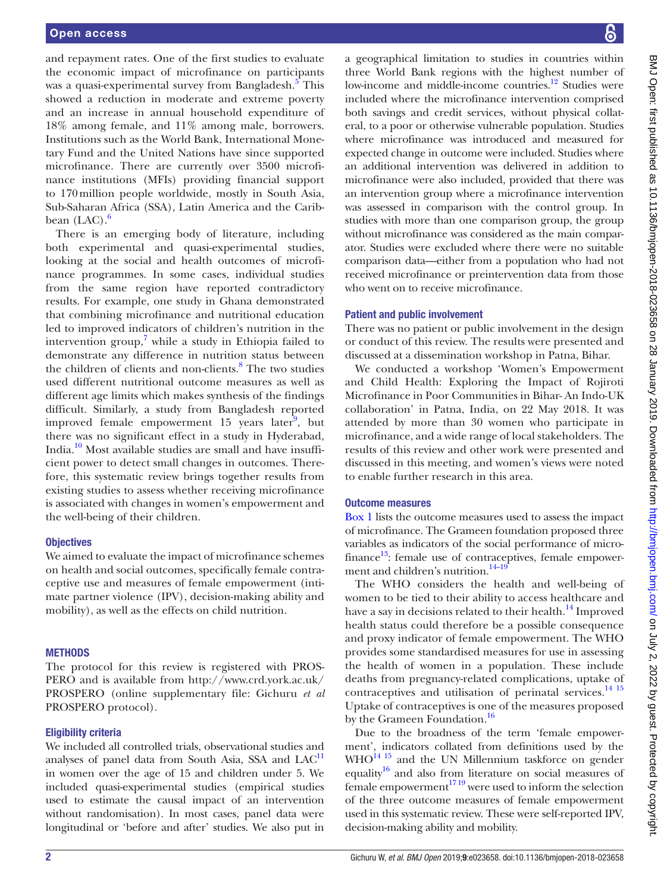and repayment rates. One of the first studies to evaluate the economic impact of microfinance on participants was a quasi-experimental survey from Bangladesh.[5] This showed a reduction in moderate and extreme poverty and an increase in annual household expenditure of 18% among female, and 11% among male, borrowers. Institutions such as the World Bank, International Monetary Fund and the United Nations have since supported microfinance. There are currently over 3500 microfinance institutions (MFIs) providing financial support to 170 million people worldwide, mostly in South Asia, Sub-Saharan Africa (SSA), Latin America and the Caribbean (LAC).[6]

There is an emerging body of literature, including both experimental and quasi-experimental studies, looking at the social and health outcomes of microfinance programmes. In some cases, individual studies from the same region have reported contradictory results. For example, one study in Ghana demonstrated that combining microfinance and nutritional education led to improved indicators of children's nutrition in the intervention group,[7] while a study in Ethiopia failed to demonstrate any difference in nutrition status between the children of clients and non-clients.[8] The two studies used different nutritional outcome measures as well as different age limits which makes synthesis of the findings difficult. Similarly, a study from Bangladesh reported improved female empowerment 15 years later[9], but there was no significant effect in a study in Hyderabad, India.[10] Most available studies are small and have insufficient power to detect small changes in outcomes. Therefore, this systematic review brings together results from existing studies to assess whether receiving microfinance is associated with changes in women's empowerment and the well-being of their children.

### Objectives

We aimed to evaluate the impact of microfinance schemes on health and social outcomes, specifically female contraceptive use and measures of female empowerment (intimate partner violence (IPV), decision-making ability and mobility), as well as the effects on child nutrition.

## METHODS

The protocol for this review is registered with PROSPERO and is available from http://www.crd.york.ac.uk/PROSPERO (online supplementary file: Gichuru *et al* PROSPERO protocol).

### Eligibility criteria

We included all controlled trials, observational studies and analyses of panel data from South Asia, SSA and LAC[11] in women over the age of 15 and children under 5. We included quasi-experimental studies (empirical studies used to estimate the causal impact of an intervention without randomisation). In most cases, panel data were longitudinal or 'before and after' studies. We also put in a geographical limitation to studies in countries within three World Bank regions with the highest number of low-income and middle-income countries.[12] Studies were included where the microfinance intervention comprised both savings and credit services, without physical collateral, to a poor or otherwise vulnerable population. Studies where microfinance was introduced and measured for expected change in outcome were included. Studies where an additional intervention was delivered in addition to microfinance were also included, provided that there was an intervention group where a microfinance intervention was assessed in comparison with the control group. In studies with more than one comparison group, the group without microfinance was considered as the main comparator. Studies were excluded where there were no suitable comparison data—either from a population who had not received microfinance or preintervention data from those who went on to receive microfinance.

### Patient and public involvement

There was no patient or public involvement in the design or conduct of this review. The results were presented and discussed at a dissemination workshop in Patna, Bihar.

We conducted a workshop 'Women's Empowerment and Child Health: Exploring the Impact of Rojiroti Microfinance in Poor Communities in Bihar- An Indo-UK collaboration' in Patna, India, on 22 May 2018. It was attended by more than 30 women who participate in microfinance, and a wide range of local stakeholders. The results of this review and other work were presented and discussed in this meeting, and women's views were noted to enable further research in this area.

### Outcome measures

Box 1 lists the outcome measures used to assess the impact of microfinance. The Grameen foundation proposed three variables as indicators of the social performance of microfinance[13]: female use of contraceptives, female empowerment and children's nutrition.[14–19]

The WHO considers the health and well-being of women to be tied to their ability to access healthcare and have a say in decisions related to their health.[14] Improved health status could therefore be a possible consequence and proxy indicator of female empowerment. The WHO provides some standardised measures for use in assessing the health of women in a population. These include deaths from pregnancy-related complications, uptake of contraceptives and utilisation of perinatal services.[14,15] Uptake of contraceptives is one of the measures proposed by the Grameen Foundation.[16]

Due to the broadness of the term 'female empowerment', indicators collated from definitions used by the WHO[14,15] and the UN Millennium taskforce on gender equality[16] and also from literature on social measures of female empowerment[17,19] were used to inform the selection of the three outcome measures of female empowerment used in this systematic review. These were self-reported IPV, decision-making ability and mobility.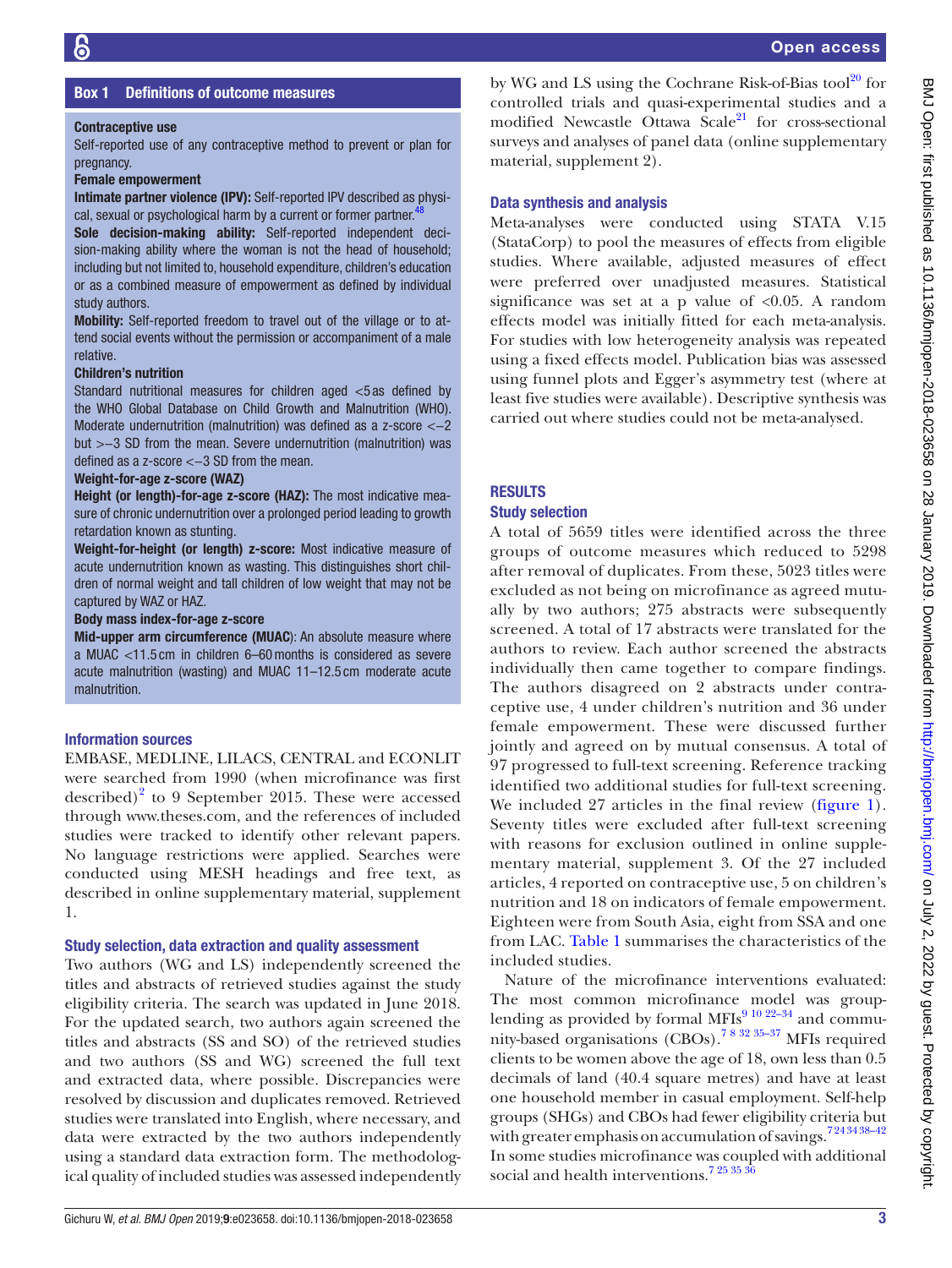## Box 1 Definitions of outcome measures

**Contraceptive use**

Self-reported use of any contraceptive method to prevent or plan for pregnancy.

**Female empowerment**

**Intimate partner violence (IPV):** Self-reported IPV described as physical, sexual or psychological harm by a current or former partner.[48]

**Sole decision-making ability:** Self-reported independent decision-making ability where the woman is not the head of household; including but not limited to, household expenditure, children's education or as a combined measure of empowerment as defined by individual study authors.

**Mobility:** Self-reported freedom to travel out of the village or to attend social events without the permission or accompaniment of a male relative.

**Children's nutrition**

Standard nutritional measures for children aged <5 as defined by the WHO Global Database on Child Growth and Malnutrition (WHO). Moderate undernutrition (malnutrition) was defined as a z-score <−2 but >−3 SD from the mean. Severe undernutrition (malnutrition) was defined as a z-score <−3 SD from the mean.

**Weight-for-age z-score (WAZ)**

**Height (or length)-for-age z-score (HAZ):** The most indicative measure of chronic undernutrition over a prolonged period leading to growth retardation known as stunting.

**Weight-for-height (or length) z-score:** Most indicative measure of acute undernutrition known as wasting. This distinguishes short children of normal weight and tall children of low weight that may not be captured by WAZ or HAZ.

**Body mass index-for-age z-score**

**Mid-upper arm circumference (MUAC)**: An absolute measure where a MUAC <11.5 cm in children 6–60 months is considered as severe acute malnutrition (wasting) and MUAC 11–12.5 cm moderate acute malnutrition.

### Information sources

EMBASE, MEDLINE, LILACS, CENTRAL and ECONLIT were searched from 1990 (when microfinance was first described)[2] to 9 September 2015. These were accessed through www.theses.com, and the references of included studies were tracked to identify other relevant papers. No language restrictions were applied. Searches were conducted using MESH headings and free text, as described in online supplementary material, supplement 1.

### Study selection, data extraction and quality assessment

Two authors (WG and LS) independently screened the titles and abstracts of retrieved studies against the study eligibility criteria. The search was updated in June 2018. For the updated search, two authors again screened the titles and abstracts (SS and SO) of the retrieved studies and two authors (SS and WG) screened the full text and extracted data, where possible. Discrepancies were resolved by discussion and duplicates removed. Retrieved studies were translated into English, where necessary, and data were extracted by the two authors independently using a standard data extraction form. The methodological quality of included studies was assessed independently by WG and LS using the Cochrane Risk-of-Bias tool[20] for controlled trials and quasi-experimental studies and a modified Newcastle Ottawa Scale[21] for cross-sectional surveys and analyses of panel data (online supplementary material, supplement 2).

### Data synthesis and analysis

Meta-analyses were conducted using STATA V.15 (StataCorp) to pool the measures of effects from eligible studies. Where available, adjusted measures of effect were preferred over unadjusted measures. Statistical significance was set at a p value of <0.05. A random effects model was initially fitted for each meta-analysis. For studies with low heterogeneity analysis was repeated using a fixed effects model. Publication bias was assessed using funnel plots and Egger's asymmetry test (where at least five studies were available). Descriptive synthesis was carried out where studies could not be meta-analysed.

## RESULTS

### Study selection

A total of 5659 titles were identified across the three groups of outcome measures which reduced to 5298 after removal of duplicates. From these, 5023 titles were excluded as not being on microfinance as agreed mutually by two authors; 275 abstracts were subsequently screened. A total of 17 abstracts were translated for the authors to review. Each author screened the abstracts individually then came together to compare findings. The authors disagreed on 2 abstracts under contraceptive use, 4 under children's nutrition and 36 under female empowerment. These were discussed further jointly and agreed on by mutual consensus. A total of 97 progressed to full-text screening. Reference tracking identified two additional studies for full-text screening. We included 27 articles in the final review (figure 1). Seventy titles were excluded after full-text screening with reasons for exclusion outlined in online supplementary material, supplement 3. Of the 27 included articles, 4 reported on contraceptive use, 5 on children's nutrition and 18 on indicators of female empowerment. Eighteen were from South Asia, eight from SSA and one from LAC. Table 1 summarises the characteristics of the included studies.

Nature of the microfinance interventions evaluated: The most common microfinance model was group-lending as provided by formal MFIs[9 10 22–34] and community-based organisations (CBOs).[7 8 32 35–37] MFIs required clients to be women above the age of 18, own less than 0.5 decimals of land (40.4 square metres) and have at least one household member in casual employment. Self-help groups (SHGs) and CBOs had fewer eligibility criteria but with greater emphasis on accumulation of savings.[7 24 34 38–42] In some studies microfinance was coupled with additional social and health interventions.[7 25 35 36]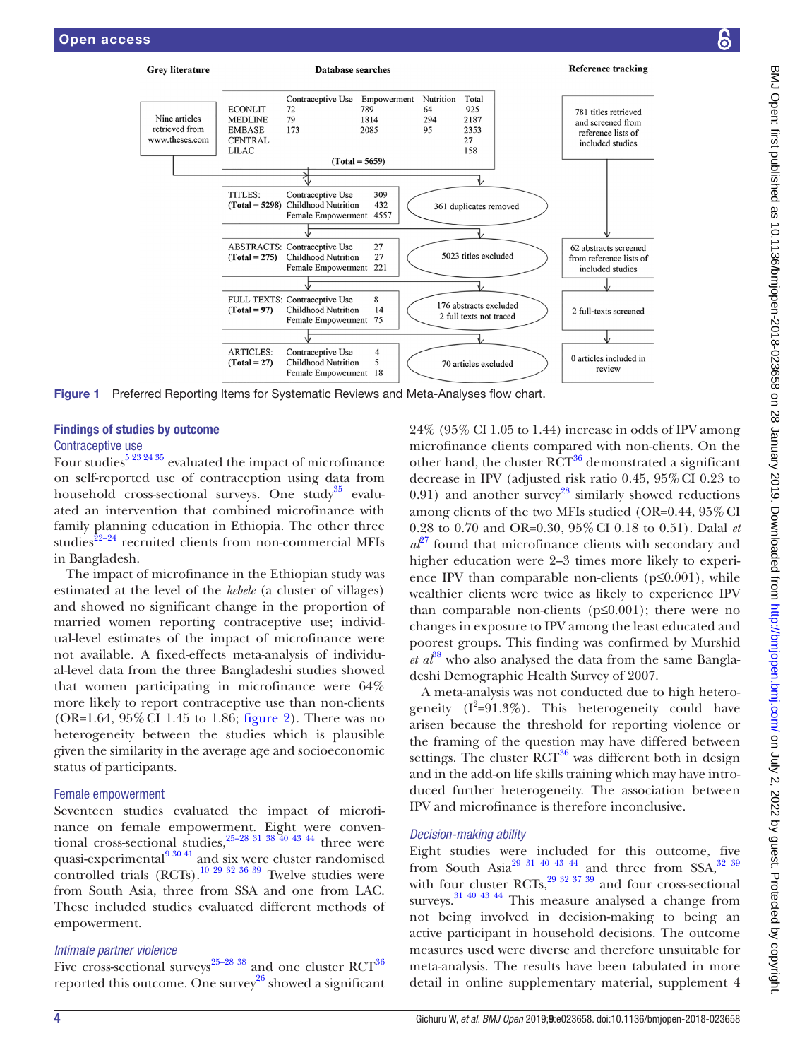**Grey literature**

Nine articles retrieved from www.theses.com

**Database searches**

| | Contraceptive Use | Empowerment | Nutrition | Total |
|---|---|---|---|---|
| ECONLIT | 72 | 789 | 64 | 925 |
| MEDLINE | 79 | 1814 | 294 | 2187 |
| EMBASE | 173 | 2085 | 95 | 2353 |
| CENTRAL | | | | 27 |
| LILAC | | | | 158 |
| **(Total = 5659)** | | | | |

**Reference tracking**

781 titles retrieved and screened from reference lists of included studies

TITLES: (Total = 5298) Contraceptive Use 309; Childhood Nutrition 432; Female Empowerment 4557 — 361 duplicates removed

ABSTRACTS: (Total = 275) Contraceptive Use 27; Childhood Nutrition 27; Female Empowerment 221 — 5023 titles excluded

FULL TEXTS: (Total = 97) Contraceptive Use 8; Childhood Nutrition 14; Female Empowerment 75 — 176 abstracts excluded; 2 full texts not traced

ARTICLES: (Total = 27) Contraceptive Use 4; Childhood Nutrition 5; Female Empowerment 18 — 70 articles excluded

62 abstracts screened from reference lists of included studies → 2 full-texts screened → 0 articles included in review

**Figure 1** Preferred Reporting Items for Systematic Reviews and Meta-Analyses flow chart.

## Findings of studies by outcome

### Contraceptive use

Four studies[5 23 24 35] evaluated the impact of microfinance on self-reported use of contraception using data from household cross-sectional surveys. One study[35] evaluated an intervention that combined microfinance with family planning education in Ethiopia. The other three studies[22–24] recruited clients from non-commercial MFIs in Bangladesh.

The impact of microfinance in the Ethiopian study was estimated at the level of the *kebele* (a cluster of villages) and showed no significant change in the proportion of married women reporting contraceptive use; individual-level estimates of the impact of microfinance were not available. A fixed-effects meta-analysis of individual-level data from the three Bangladeshi studies showed that women participating in microfinance were 64% more likely to report contraceptive use than non-clients (OR=1.64, 95% CI 1.45 to 1.86; figure 2). There was no heterogeneity between the studies which is plausible given the similarity in the average age and socioeconomic status of participants.

### Female empowerment

Seventeen studies evaluated the impact of microfinance on female empowerment. Eight were conventional cross-sectional studies,[25–28 31 38 40 43 44] three were quasi-experimental[9 30 41] and six were cluster randomised controlled trials (RCTs).[10 29 32 36 39] Twelve studies were from South Asia, three from SSA and one from LAC. These included studies evaluated different methods of empowerment.

#### *Intimate partner violence*

Five cross-sectional surveys[25–28 38] and one cluster RCT[36] reported this outcome. One survey[26] showed a significant 24% (95% CI 1.05 to 1.44) increase in odds of IPV among microfinance clients compared with non-clients. On the other hand, the cluster RCT[36] demonstrated a significant decrease in IPV (adjusted risk ratio 0.45, 95% CI 0.23 to 0.91) and another survey[28] similarly showed reductions among clients of the two MFIs studied (OR=0.44, 95% CI 0.28 to 0.70 and OR=0.30, 95% CI 0.18 to 0.51). Dalal *et al*[27] found that microfinance clients with secondary and higher education were 2–3 times more likely to experience IPV than comparable non-clients (p≤0.001), while wealthier clients were twice as likely to experience IPV than comparable non-clients (p≤0.001); there were no changes in exposure to IPV among the least educated and poorest groups. This finding was confirmed by Murshid *et al*[38] who also analysed the data from the same Bangladeshi Demographic Health Survey of 2007.

A meta-analysis was not conducted due to high heterogeneity ($I^2$=91.3%). This heterogeneity could have arisen because the threshold for reporting violence or the framing of the question may have differed between settings. The cluster RCT[36] was different both in design and in the add-on life skills training which may have introduced further heterogeneity. The association between IPV and microfinance is therefore inconclusive.

#### *Decision-making ability*

Eight studies were included for this outcome, five from South Asia[29 31 40 43 44] and three from SSA,[32 39] with four cluster RCTs,[29 32 37 39] and four cross-sectional surveys.[31 40 43 44] This measure analysed a change from not being involved in decision-making to being an active participant in household decisions. The outcome measures used were diverse and therefore unsuitable for meta-analysis. The results have been tabulated in more detail in online supplementary material, supplement 4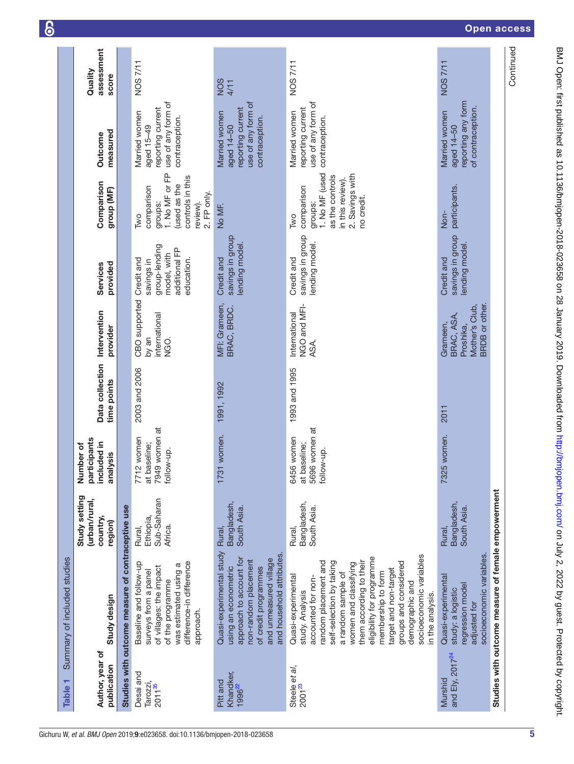**Table 1** Summary of included studies

| Author, year of publication | Study design | Study setting (urban/rural, country, region) | Number of participants included in analysis | Data collection time points | Intervention provider | Services provided | Comparison group (MF) | Outcome measured | Quality assessment score |
|---|---|---|---|---|---|---|---|---|---|
| **Studies with outcome measure of contraceptive use** | | | | | | | | | |
| Desai and Tarozzi, 2011[35] | Baseline and follow-up surveys from a panel of villages: the impact of the programme was estimated using a difference-in difference approach. | Rural, Ethiopia, Sub-Saharan Africa. | 7712 women at baseline; 7949 women at follow-up. | 2003 and 2006 | CBO supported by an international NGO. | Credit and savings in group-lending model, with additional FP education. | Two comparison groups: 1. No MF or FP (used as the controls in this review). 2. FP only. | Married women aged 15–49 reporting current use of any form of contraception. | NOS 7/11 |
| Pitt and Khandker, 1996[22] | Quasi-experimental study using an econometric approach to account for non-random placement of credit programmes and unmeasured village and household attributes. | Rural, Bangladesh, South Asia. | 1731 women. | 1991, 1992 | MFI: Grameen, BRAC, BRDC. | Credit and savings in group lending model. | No MF. | Married women aged 14–50 reporting current use of any form of contraception. | NOS 4/11 |
| Steele *et al*, 2001[23] | Quasi-experimental study. Analysis accounted for non-random placement and self-selection by taking a random sample of women and classifying them according to their eligibility for programme membership to form target and non-target groups and considered demographic and socioeconomic variables in the analysis. | Rural, Bangladesh, South Asia. | 6456 women at baseline; 5696 women at follow-up. | 1993 and 1995 | International NGO and MFI-ASA. | Credit and savings in group lending model. | Two comparison groups: 1. No MF (used as the controls in this review). 2. Savings with no credit. | Married women reporting current use of any form of contraception. | NOS 7/11 |
| Murshid and Ely, 2017[24] | Quasi-experimental study: a logistic regression model adjusted for socioeconomic variables. | Rural, Bangladesh, South Asia. | 7325 women. | 2011 | Grameen, BRAC, ASA, Proshika, Mother's Club, BRDB or other. | Credit and savings in group lending model. | Non-participants. | Married women aged 14–50 reporting any form of contraception. | NOS 7/11 |
| **Studies with outcome measure of female empowerment** | | | | | | | | | |

Continued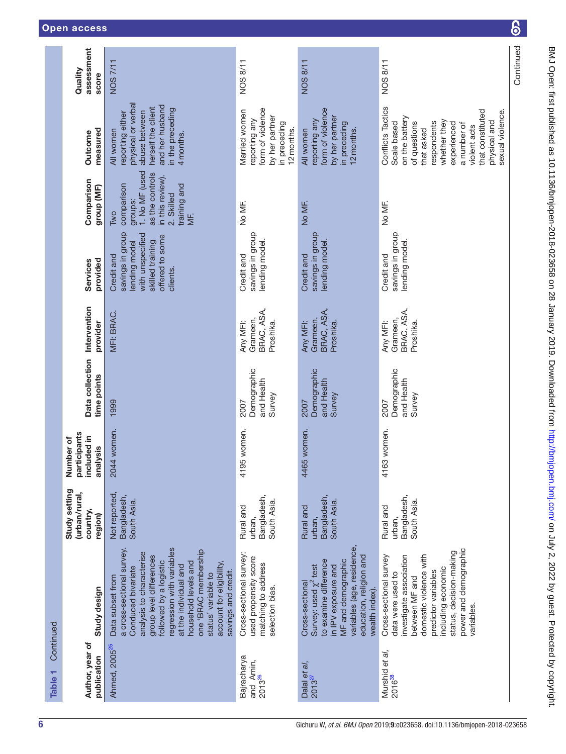Table 1 Continued

| Author, year of publication | Study design | Study setting (urban/rural, country, region) | Number of participants included in analysis | Data collection time points | Intervention provider | Services provided | Comparison group (MF) | Outcome measured | Quality assessment score |
|---|---|---|---|---|---|---|---|---|---|
| Ahmed, 2005[25] | Data subset from a cross-sectional survey. Conducted bivariate analysis to characterise group level differences followed by a logistic regression with variables at the individual and household levels and one 'BRAC membership status' variable to account for eligibility, savings and credit. | Not reported, Bangladesh, South Asia. | 2044 women. | 1999 | MFI: BRAC. | Credit and savings in group lending model with unspecified skilled training offered to some clients. | Two comparison groups: 1. No MF (used as the controls in this review). 2. Skilled training and MF. | All women reporting either physical or verbal abuse between herself the client and her husband in the preceding 4 months. | NOS 7/11 |
| Bajracharya and Amin, 2013[26] | Cross-sectional survey: used propensity score matching to address selection bias. | Rural and urban, Bangladesh, South Asia. | 4195 women. | 2007 Demographic and Health Survey | Any MFI: Grameen, BRAC, ASA, Proshika. | Credit and savings in group lending model. | No MF. | Married women reporting any form of violence by her partner in preceding 12 months. | NOS 8/11 |
| Dalal *et al*, 2013[27] | Cross-sectional Survey; used $\chi^2$ test to examine difference in IPV exposure and MF and demographic variables (age, residence, education, religion and wealth index). | Rural and urban, Bangladesh, South Asia. | 4465 women. | 2007 Demographic and Health Survey | Any MFI: Grameen, BRAC, ASA, Proshika. | Credit and savings in group lending model. | No MF. | All women reporting any form of violence by her partner in preceding 12 months. | NOS 8/11 |
| Murshid *et al*, 2016[38] | Cross-sectional survey data were used to investigate association between MF and domestic violence with predictor variables including economic status, decision-making power and demographic variables. | Rural and urban, Bangladesh, South Asia. | 4163 women. | 2007 Demographic and Health Survey | Any MFI: Grameen, BRAC, ASA, Proshika. | Credit and savings in group lending model. | No MF. | Conflicts Tactics Scale based on the battery of questions that asked respondents whether they experienced a number of violent acts that constituted physical and sexual violence. | NOS 8/11 |

Continued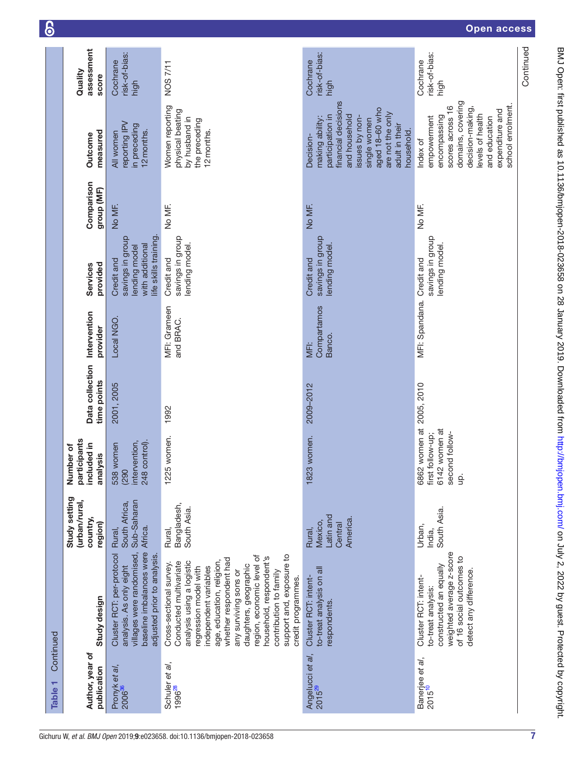**Table 1** Continued

| Author, year of publication | Study design | Study setting (urban/rural, country, region) | Number of participants included in analysis | Data collection time points | Intervention provider | Services provided | Comparison group (MF) | Outcome measured | Quality assessment score |
|---|---|---|---|---|---|---|---|---|---|
| Pronyk *et al*, 2006[36] | Cluster RCT: per-protocol analysis. As only eight villages were randomised, baseline imbalances were adjusted prior to analysis. | Rural, South Africa, Sub-Saharan Africa. | 538 women (290 intervention, 248 control). | 2001, 2005 | Local NGO. | Credit and savings in group lending model with additional life skills training. | No MF. | All women reporting IPV in preceding 12 months. | Cochrane risk-of-bias: high |
| Schuler *et al*, 1996[28] | Cross-sectional survey. Conducted multivariate analysis using a logistic regression model with independent variables age, education, religion, whether respondent had any surviving sons or daughters, geographic region, economic level of household, respondent's contribution to family support and, exposure to credit programmes. | Rural, Bangladesh, South Asia. | 1225 women. | 1992 | MFI: Grameen and BRAC. | Credit and savings in group lending model. | No MF. | Women reporting physical beating by husband in the preceding 12 months. | NOS 7/11 |
| Angelucci *et al*, 2015[29] | Cluster RCT: intent-to-treat analysis on all respondents. | Rural, Mexico, Latin and Central America. | 1823 women. | 2009–2012 | MFI: Compartamos Banco. | Credit and savings in group lending model. | No MF. | Decision-making ability: participation in financial decisions and household issues by non-single women aged 18–60 who are not the only adult in their household. | Cochrane risk-of-bias: high |
| Banerjee *et al*, 2015[10] | Cluster RCT: intent-to-treat analysis: constructed an equally weighted average z-score of 16 social outcomes to detect any difference. | Urban, India, South Asia. | 6862 women at first follow-up; 6142 women at second follow-up. | 2005, 2010 | MFI: Spandana. | Credit and savings in group lending model. | No MF. | Index of empowerment encompassing scores across 16 domains, covering decision-making, levels of health and education expenditure and school enrolment. | Cochrane risk-of-bias: high |

Continued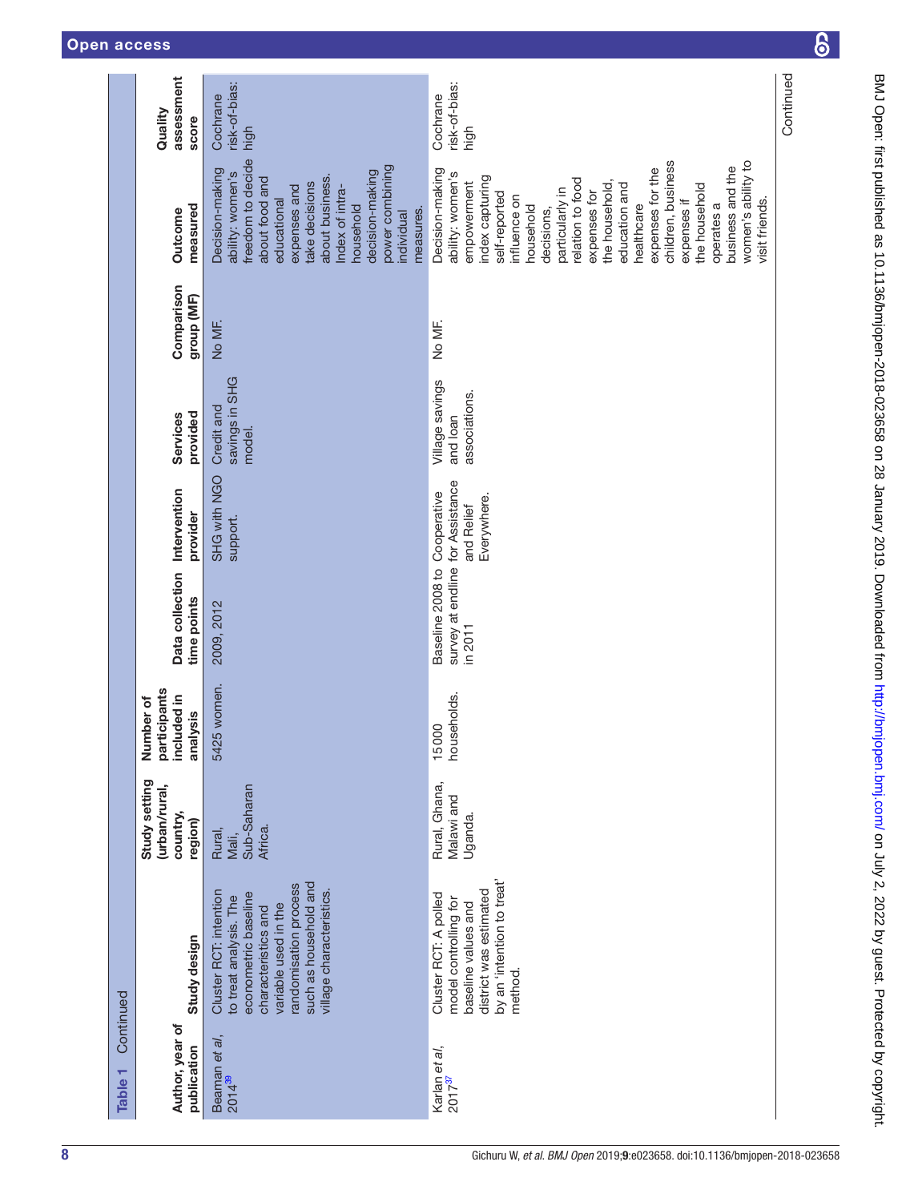**Table 1** Continued

| Author, year of publication | Study design | Study setting (urban/rural, country, region) | Number of participants included in analysis | Data collection time points | Intervention provider | Services provided | Comparison group (MF) | Outcome measured | Quality assessment score |
|---|---|---|---|---|---|---|---|---|---|
| Beaman *et al*, 2014[39] | Cluster RCT: intention to treat analysis. The econometric baseline characteristics and variable used in the randomisation process such as household and village characteristics. | Rural, Mali, Sub-Saharan Africa. | 5425 women. | 2009, 2012 | SHG with NGO support. | Credit and savings in SHG model. | No MF. | Decision-making ability: women's freedom to decide about food and educational expenses and take decisions about business. Index of intra-household decision-making power combining individual measures. | Cochrane risk-of-bias: high |
| Karlan *et al*, 2017[37] | Cluster RCT: A polled model controlling for baseline values and district was estimated by an 'intention to treat' method. | Rural, Ghana, Malawi and Uganda. | 15000 households. | Baseline 2008 to survey at endline in 2011 | Cooperative for Assistance and Relief Everywhere. | Village savings and loan associations. | No MF. | Decision-making ability: women's empowerment index capturing self-reported influence on household decisions, particularly in relation to food expenses for the household, education and healthcare expenses for the children, business expenses if the household operates a business and the women's ability to visit friends. | Cochrane risk-of-bias: high |

Continued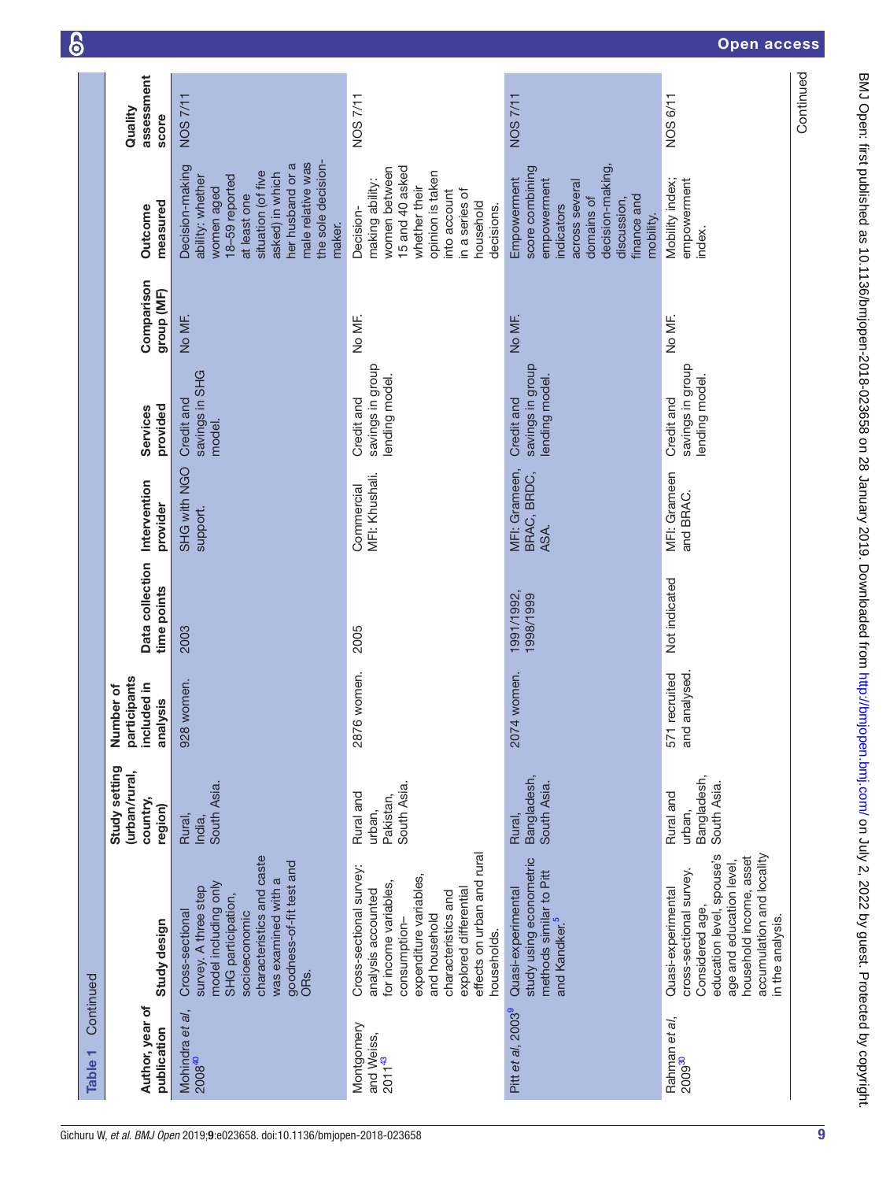**Table 1** Continued

| Author, year of publication | Study design | Study setting (urban/rural, country, region) | Number of participants included in analysis | Data collection time points | Intervention provider | Services provided | Comparison group (MF) | Outcome measured | Quality assessment score |
|---|---|---|---|---|---|---|---|---|---|
| Mohindra *et al*, 2008[40] | Cross-sectional survey. A three step model including only SHG participation, socioeconomic characteristics and caste was examined with a goodness-of-fit test and ORs. | Rural, India, South Asia. | 928 women. | 2003 | SHG with NGO support. | Credit and savings in SHG model. | No MF. | Decision-making ability: whether women aged 18–59 reported at least one situation (of five asked) in which her husband or a male relative was the sole decision-maker. | NOS 7/11 |
| Montgomery and Weiss, 2011[43] | Cross-sectional survey: analysis accounted for income variables, consumption–expenditure variables, and household characteristics and explored differential effects on urban and rural households. | Rural and urban, Pakistan, South Asia. | 2876 women. | 2005 | Commercial MFI: Khushali. | Credit and savings in group lending model. | No MF. | Decision-making ability: women between 15 and 40 asked whether their opinion is taken into account in a series of household decisions. | NOS 7/11 |
| Pitt *et al*, 2003[9] | Quasi-experimental study using econometric methods similar to Pitt and Kandker.[5] | Rural, Bangladesh, South Asia. | 2074 women. | 1991/1992, 1998/1999 | MFI: Grameen, BRAC, BRDC, ASA. | Credit and savings in group lending model. | No MF. | Empowerment score combining empowerment indicators across several domains of decision-making, discussion, finance and mobility. | NOS 7/11 |
| Rahman *et al*, 2009[30] | Quasi-experimental cross-sectional survey. Considered age, education level, spouse's age and education level, household income, asset accumulation and locality in the analysis. | Rural and urban, Bangladesh, South Asia. | 571 recruited and analysed. | Not indicated | MFI: Grameen and BRAC. | Credit and savings in group lending model. | No MF. | Mobility index; empowerment index. | NOS 6/11 |

Continued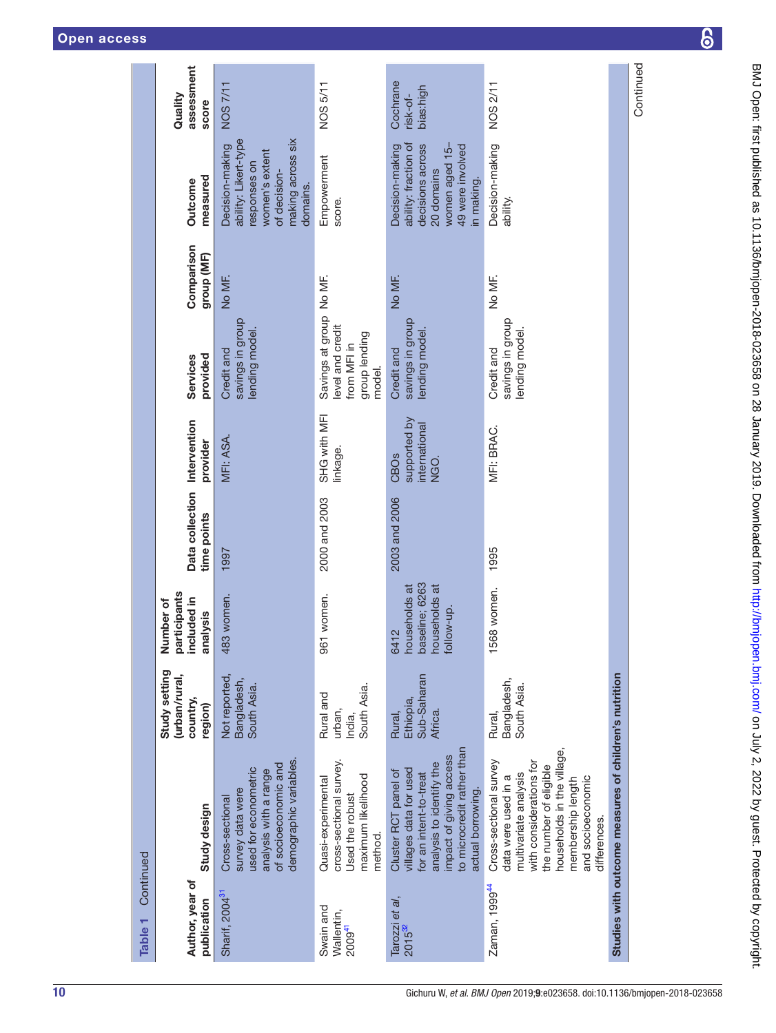**Table 1** Continued

| Author, year of publication | Study design | Study setting (urban/rural, country, region) | Number of participants included in analysis | Data collection time points | Intervention provider | Services provided | Comparison group (MF) | Outcome measured | Quality assessment score |
|---|---|---|---|---|---|---|---|---|---|
| Sharif, 2004[31] | Cross-sectional survey data were used for econometric analysis with a range of socioeconomic and demographic variables. | Not reported, Bangladesh, South Asia. | 483 women. | 1997 | MFI: ASA. | Credit and savings in group lending model. | No MF. | Decision-making ability: Likert-type responses on women's extent of decision-making across six domains. | NOS 7/11 |
| Swain and Wallentin, 2009[41] | Quasi-experimental cross-sectional survey. Used the robust maximum likelihood method. | Rural and urban, India, South Asia. | 961 women. | 2000 and 2003 | SHG with MFI linkage. | Savings at group level and credit from MFI in group lending model. | No MF. | Empowerment score. | NOS 5/11 |
| Tarozzi *et al*, 2015[32] | Cluster RCT panel of villages data for used for an intent-to-treat analysis to identify the impact of giving access to microcredit rather than actual borrowing. | Rural, Ethiopia, Sub-Saharan Africa. | 6412 households at baseline; 6263 households at follow-up. | 2003 and 2006 | CBOs supported by international NGO. | Credit and savings in group lending model. | No MF. | Decision-making ability: fraction of decisions across 20 domains women aged 15–49 were involved in making. | Cochrane risk-of-bias:high |
| Zaman, 1999[44] | Cross-sectional survey data were used in a multivariate analysis with considerations for the number of eligible households in the village, membership length and socioeconomic differences. | Rural, Bangladesh, South Asia. | 1568 women. | 1995 | MFI: BRAC. | Credit and savings in group lending model. | No MF. | Decision-making ability. | NOS 2/11 |
| **Studies with outcome measures of children's nutrition** | | | | | | | | | |

Continued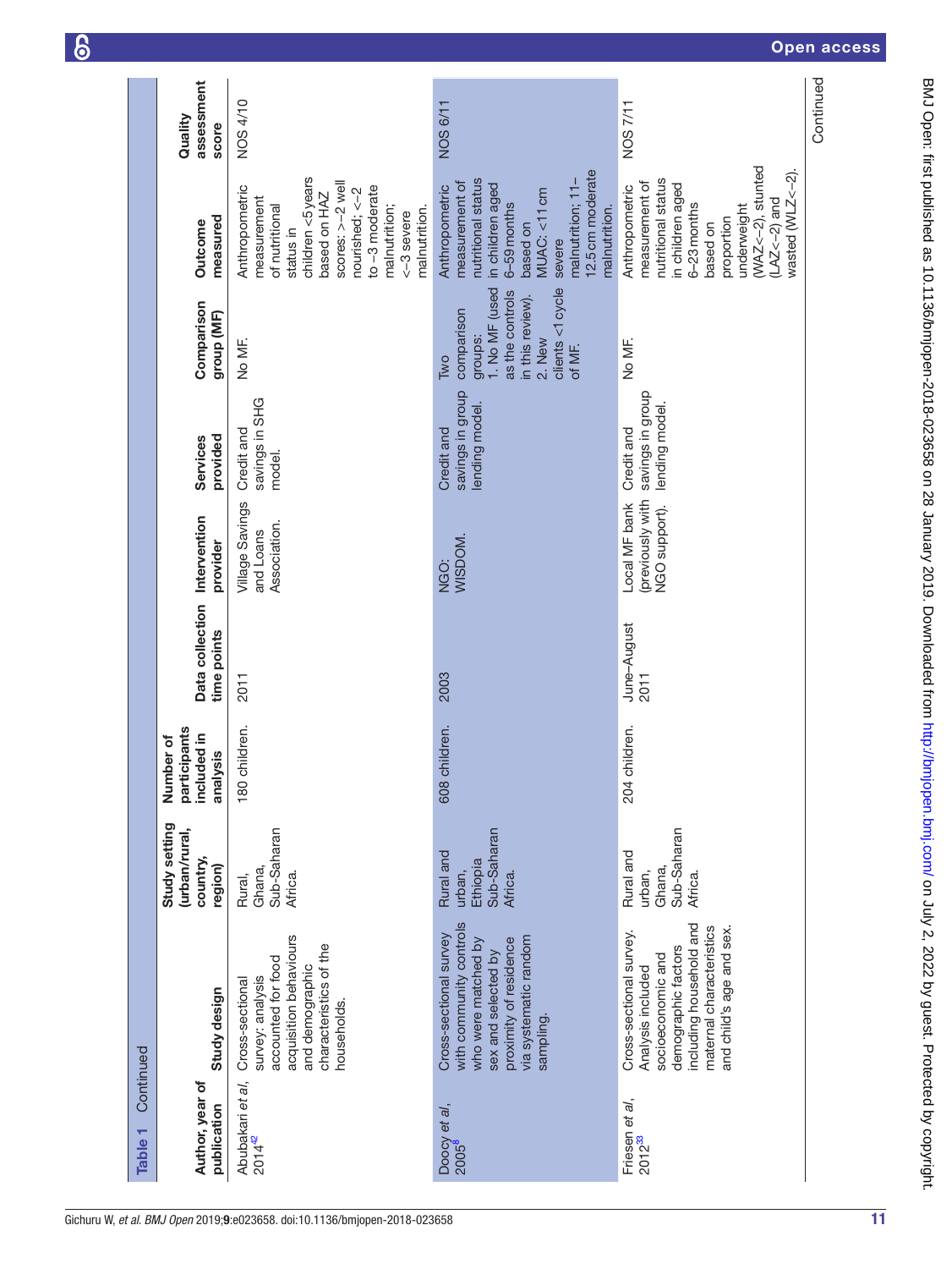Table 1 Continued

| Author, year of publication | Study design | Study setting (urban/rural, country, region) | Number of participants included in analysis | Data collection time points | Intervention provider | Services provided | Comparison group (MF) | Outcome measured | Quality assessment score |
|---|---|---|---|---|---|---|---|---|---|
| Abubakari *et al*, 2014[42] | Cross-sectional survey: analysis accounted for food acquisition behaviours and demographic characteristics of the households. | Rural, Ghana, Sub-Saharan Africa. | 180 children. | 2011 | Village Savings and Loans Association. | Credit and savings in SHG model. | No MF. | Anthropometric measurement of nutritional status in children <5 years based on HAZ scores: >−2 well nourished; <−2 to −3 moderate malnutrition; <−3 severe malnutrition. | NOS 4/10 |
| Doocy *et al*, 2005[8] | Cross-sectional survey with community controls who were matched by sex and selected by proximity of residence via systematic random sampling. | Rural and urban, Ethiopia Sub-Saharan Africa. | 608 children. | 2003 | NGO: WISDOM. | Credit and savings in group lending model. | Two comparison groups: 1. No MF (used as the controls in this review). 2. New clients <1 cycle of MF. | Anthropometric measurement of nutritional status in children aged 6–59 months based on MUAC: <11 cm severe malnutrition; 11–12.5 cm moderate malnutrition. | NOS 6/11 |
| Friesen *et al*, 2012[33] | Cross-sectional survey. Analysis included socioeconomic and demographic factors including household and maternal characteristics and child's age and sex. | Rural and urban, Ghana, Sub-Saharan Africa. | 204 children. | June–August 2011 | Local MF bank (previously with NGO support). | Credit and savings in group lending model. | No MF. | Anthropometric measurement of nutritional status in children aged 6–23 months based on proportion underweight (WAZ<−2), stunted (LAZ<−2) and wasted (WLZ<−2). | NOS 7/11 |

Continued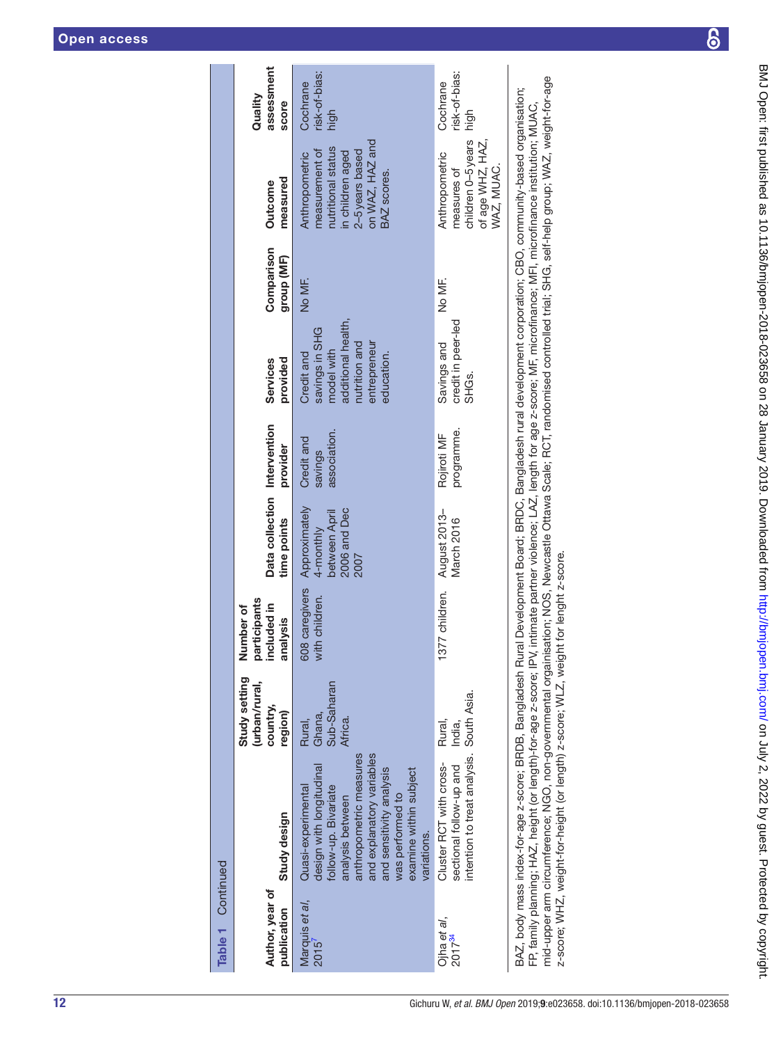**Table 1** Continued

| Author, year of publication | Study design | Study setting (urban/rural, country, region) | Number of participants included in analysis | Data collection time points | Intervention provider | Services provided | Comparison group (MF) | Outcome measured | Quality assessment score |
|---|---|---|---|---|---|---|---|---|---|
| Marquis *et al*, 2015[7] | Quasi-experimental design with longitudinal follow-up. Bivariate analysis between anthropometric measures and explanatory variables and sensitivity analysis was performed to examine within subject variations. | Rural, Ghana, Sub-Saharan Africa. | 608 caregivers with children. | Approximately 4-monthly between April 2006 and Dec 2007 | Credit and savings association. | Credit and savings in SHG model with additional health, nutrition and entrepreneur education. | No MF. | Anthropometric measurement of nutritional status in children aged 2–5 years based on WAZ, HAZ and BAZ scores. | Cochrane risk-of-bias: high |
| Ojha *et al*, 2017[34] | Cluster RCT with cross-sectional follow-up and intention to treat analysis. | Rural, India, South Asia. | 1377 children. | August 2013–March 2016 | Rojiroti MF programme. | Savings and credit in peer-led SHGs. | No MF. | Anthropometric measures of children 0–5 years of age WHZ, HAZ, WAZ, MUAC. | Cochrane risk-of-bias: high |

BAZ, body mass index-for-age z-score; BRDB, Bangladesh Rural Development Board; BRDC, Bangladesh rural development corporation; CBO, community-based organisation; FP, family planning; HAZ, height (or length)-for-age z-score; IPV, intimate partner violence; LAZ, length for age z-score; MF, microfinance; MFI, microfinance institution; MUAC, mid-upper arm circumference; NGO, non-governmental orgainisation; NOS, Newcastle Ottawa Scale; RCT, randomised controlled trial; SHG, self-help group; WAZ, weight-for-age z-score; WHZ, weight-for-height (or length) z-score; WLZ, weight for lenght z-score.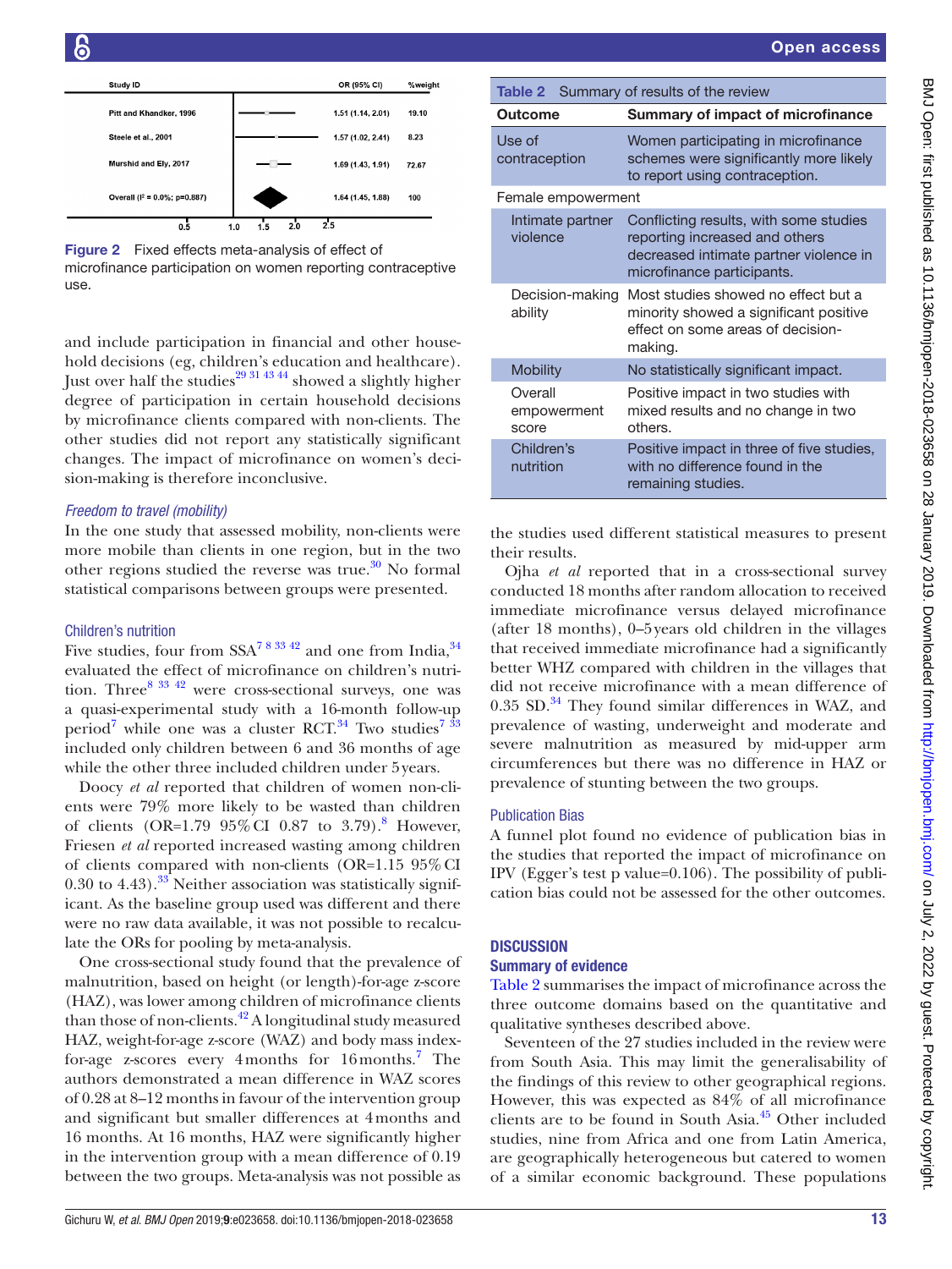| Study ID | OR (95% CI) | %weight |
|---|---|---|
| Pitt and Khandker, 1996 | 1.51 (1.14, 2.01) | 19.10 |
| Steele et al., 2001 | 1.57 (1.02, 2.41) | 8.23 |
| Murshid and Ely, 2017 | 1.69 (1.43, 1.91) | 72.67 |
| Overall ($I^2$ = 0.0%; p=0.887) | 1.64 (1.45, 1.88) | 100 |

Figure 2 Fixed effects meta-analysis of effect of microfinance participation on women reporting contraceptive use.

and include participation in financial and other household decisions (eg, children's education and healthcare). Just over half the studies[29 31 43 44] showed a slightly higher degree of participation in certain household decisions by microfinance clients compared with non-clients. The other studies did not report any statistically significant changes. The impact of microfinance on women's decision-making is therefore inconclusive.

*Freedom to travel (mobility)*

In the one study that assessed mobility, non-clients were more mobile than clients in one region, but in the two other regions studied the reverse was true.[30] No formal statistical comparisons between groups were presented.

### Children's nutrition

Five studies, four from SSA[7 8 33 42] and one from India,[34] evaluated the effect of microfinance on children's nutrition. Three[8 33 42] were cross-sectional surveys, one was a quasi-experimental study with a 16-month follow-up period[7] while one was a cluster RCT.[34] Two studies[7 33] included only children between 6 and 36 months of age while the other three included children under 5 years.

Doocy *et al* reported that children of women non-clients were 79% more likely to be wasted than children of clients (OR=1.79 95% CI 0.87 to 3.79).[8] However, Friesen *et al* reported increased wasting among children of clients compared with non-clients (OR=1.15 95% CI 0.30 to 4.43).[33] Neither association was statistically significant. As the baseline group used was different and there were no raw data available, it was not possible to recalculate the ORs for pooling by meta-analysis.

One cross-sectional study found that the prevalence of malnutrition, based on height (or length)-for-age z-score (HAZ), was lower among children of microfinance clients than those of non-clients.[42] A longitudinal study measured HAZ, weight-for-age z-score (WAZ) and body mass index-for-age z-scores every 4 months for 16 months.[7] The authors demonstrated a mean difference in WAZ scores of 0.28 at 8–12 months in favour of the intervention group and significant but smaller differences at 4 months and 16 months. At 16 months, HAZ were significantly higher in the intervention group with a mean difference of 0.19 between the two groups. Meta-analysis was not possible as

Table 2 Summary of results of the review

| Outcome | Summary of impact of microfinance |
|---|---|
| Use of contraception | Women participating in microfinance schemes were significantly more likely to report using contraception. |
| Female empowerment | |
| Intimate partner violence | Conflicting results, with some studies reporting increased and others decreased intimate partner violence in microfinance participants. |
| Decision-making ability | Most studies showed no effect but a minority showed a significant positive effect on some areas of decision-making. |
| Mobility | No statistically significant impact. |
| Overall empowerment score | Positive impact in two studies with mixed results and no change in two others. |
| Children's nutrition | Positive impact in three of five studies, with no difference found in the remaining studies. |

the studies used different statistical measures to present their results.

Ojha *et al* reported that in a cross-sectional survey conducted 18 months after random allocation to received immediate microfinance versus delayed microfinance (after 18 months), 0–5 years old children in the villages that received immediate microfinance had a significantly better WHZ compared with children in the villages that did not receive microfinance with a mean difference of 0.35 SD.[34] They found similar differences in WAZ, and prevalence of wasting, underweight and moderate and severe malnutrition as measured by mid-upper arm circumferences but there was no difference in HAZ or prevalence of stunting between the two groups.

### Publication Bias

A funnel plot found no evidence of publication bias in the studies that reported the impact of microfinance on IPV (Egger's test p value=0.106). The possibility of publication bias could not be assessed for the other outcomes.

## DISCUSSION

### Summary of evidence

Table 2 summarises the impact of microfinance across the three outcome domains based on the quantitative and qualitative syntheses described above.

Seventeen of the 27 studies included in the review were from South Asia. This may limit the generalisability of the findings of this review to other geographical regions. However, this was expected as 84% of all microfinance clients are to be found in South Asia.[45] Other included studies, nine from Africa and one from Latin America, are geographically heterogeneous but catered to women of a similar economic background. These populations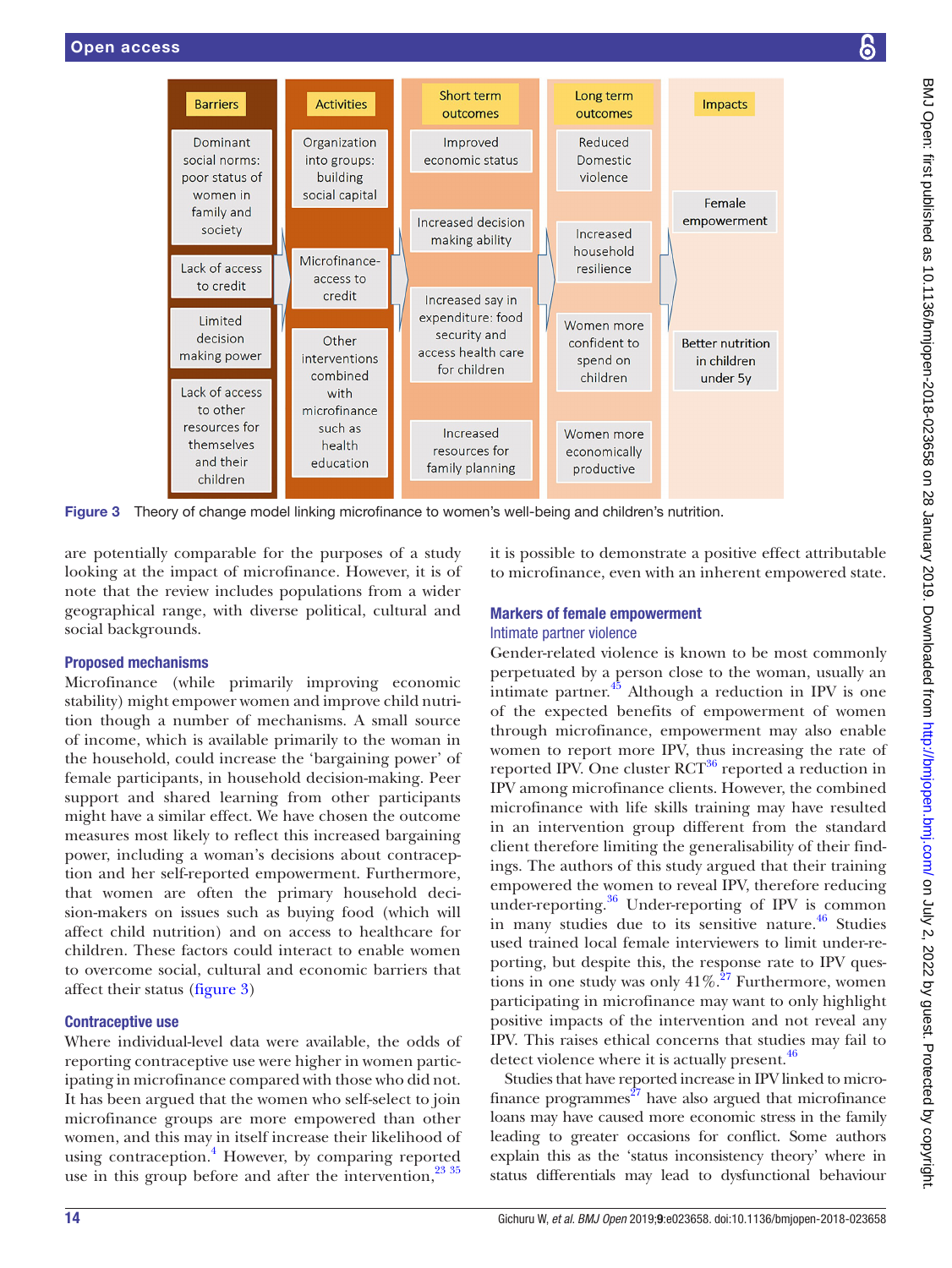| Barriers | Activities | Short term outcomes | Long term outcomes | Impacts |
|---|---|---|---|---|
| Dominant social norms: poor status of women in family and society | Organization into groups: building social capital | Improved economic status | Reduced Domestic violence | Female empowerment |
| Lack of access to credit | Microfinance-access to credit | Increased decision making ability | Increased household resilience | |
| Limited decision making power | Other interventions combined with microfinance such as health education | Increased say in expenditure: food security and access health care for children | Women more confident to spend on children | Better nutrition in children under 5y |
| Lack of access to other resources for themselves and their children | | Increased resources for family planning | Women more economically productive | |

Figure 3 Theory of change model linking microfinance to women's well-being and children's nutrition.

are potentially comparable for the purposes of a study looking at the impact of microfinance. However, it is of note that the review includes populations from a wider geographical range, with diverse political, cultural and social backgrounds.

### Proposed mechanisms

Microfinance (while primarily improving economic stability) might empower women and improve child nutrition though a number of mechanisms. A small source of income, which is available primarily to the woman in the household, could increase the 'bargaining power' of female participants, in household decision-making. Peer support and shared learning from other participants might have a similar effect. We have chosen the outcome measures most likely to reflect this increased bargaining power, including a woman's decisions about contraception and her self-reported empowerment. Furthermore, that women are often the primary household decision-makers on issues such as buying food (which will affect child nutrition) and on access to healthcare for children. These factors could interact to enable women to overcome social, cultural and economic barriers that affect their status (figure 3)

### Contraceptive use

Where individual-level data were available, the odds of reporting contraceptive use were higher in women participating in microfinance compared with those who did not. It has been argued that the women who self-select to join microfinance groups are more empowered than other women, and this may in itself increase their likelihood of using contraception.[4] However, by comparing reported use in this group before and after the intervention,[23 35] it is possible to demonstrate a positive effect attributable to microfinance, even with an inherent empowered state.

### Markers of female empowerment

#### Intimate partner violence

Gender-related violence is known to be most commonly perpetuated by a person close to the woman, usually an intimate partner.[45] Although a reduction in IPV is one of the expected benefits of empowerment of women through microfinance, empowerment may also enable women to report more IPV, thus increasing the rate of reported IPV. One cluster RCT[36] reported a reduction in IPV among microfinance clients. However, the combined microfinance with life skills training may have resulted in an intervention group different from the standard client therefore limiting the generalisability of their findings. The authors of this study argued that their training empowered the women to reveal IPV, therefore reducing under-reporting.[36] Under-reporting of IPV is common in many studies due to its sensitive nature.[46] Studies used trained local female interviewers to limit under-reporting, but despite this, the response rate to IPV questions in one study was only 41%.[27] Furthermore, women participating in microfinance may want to only highlight positive impacts of the intervention and not reveal any IPV. This raises ethical concerns that studies may fail to detect violence where it is actually present.[46]

Studies that have reported increase in IPV linked to microfinance programmes[27] have also argued that microfinance loans may have caused more economic stress in the family leading to greater occasions for conflict. Some authors explain this as the 'status inconsistency theory' where in status differentials may lead to dysfunctional behaviour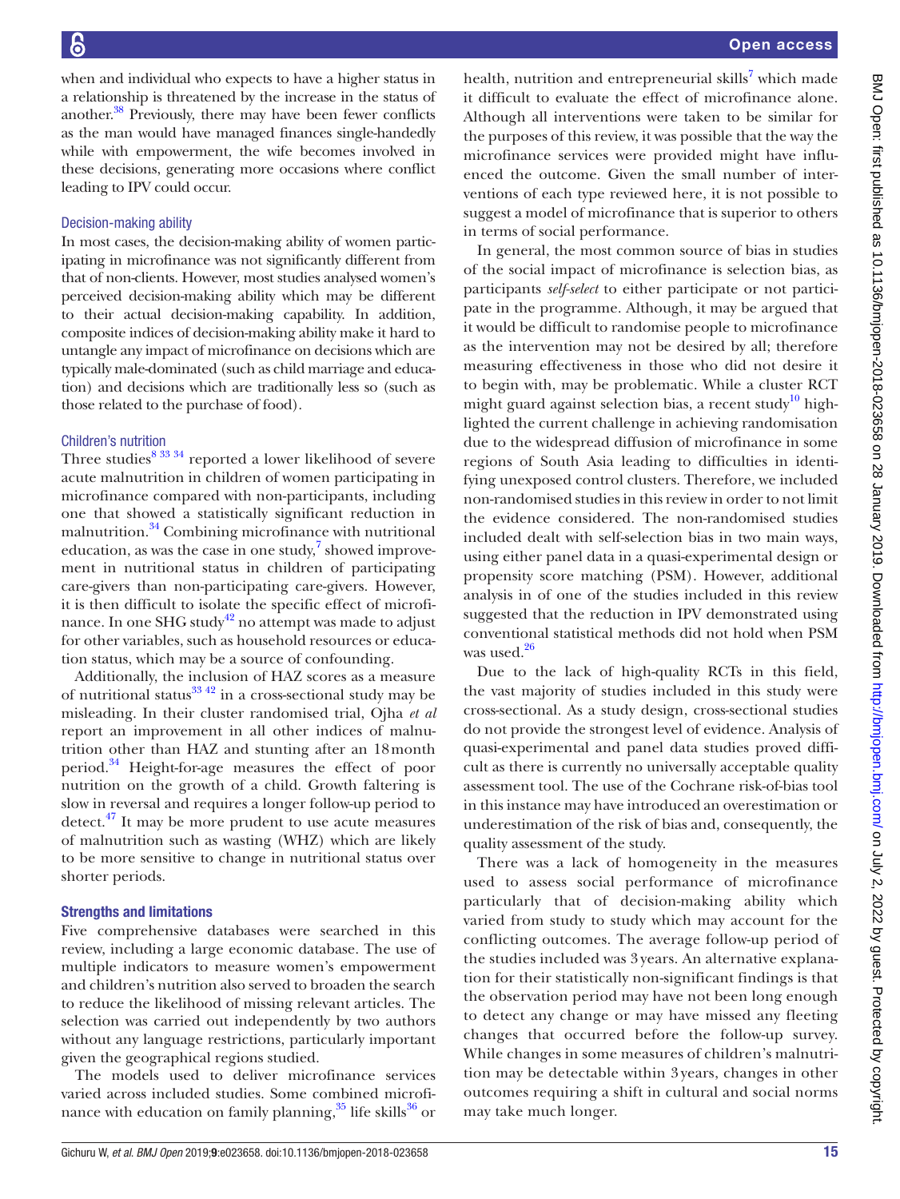when and individual who expects to have a higher status in a relationship is threatened by the increase in the status of another.[38] Previously, there may have been fewer conflicts as the man would have managed finances single-handedly while with empowerment, the wife becomes involved in these decisions, generating more occasions where conflict leading to IPV could occur.

### Decision-making ability

In most cases, the decision-making ability of women participating in microfinance was not significantly different from that of non-clients. However, most studies analysed women's perceived decision-making ability which may be different to their actual decision-making capability. In addition, composite indices of decision-making ability make it hard to untangle any impact of microfinance on decisions which are typically male-dominated (such as child marriage and education) and decisions which are traditionally less so (such as those related to the purchase of food).

### Children's nutrition

Three studies[8 33 34] reported a lower likelihood of severe acute malnutrition in children of women participating in microfinance compared with non-participants, including one that showed a statistically significant reduction in malnutrition.[34] Combining microfinance with nutritional education, as was the case in one study,[7] showed improvement in nutritional status in children of participating care-givers than non-participating care-givers. However, it is then difficult to isolate the specific effect of microfinance. In one SHG study[42] no attempt was made to adjust for other variables, such as household resources or education status, which may be a source of confounding.

Additionally, the inclusion of HAZ scores as a measure of nutritional status[33 42] in a cross-sectional study may be misleading. In their cluster randomised trial, Ojha *et al* report an improvement in all other indices of malnutrition other than HAZ and stunting after an 18month period.[34] Height-for-age measures the effect of poor nutrition on the growth of a child. Growth faltering is slow in reversal and requires a longer follow-up period to detect.[47] It may be more prudent to use acute measures of malnutrition such as wasting (WHZ) which are likely to be more sensitive to change in nutritional status over shorter periods.

## Strengths and limitations

Five comprehensive databases were searched in this review, including a large economic database. The use of multiple indicators to measure women's empowerment and children's nutrition also served to broaden the search to reduce the likelihood of missing relevant articles. The selection was carried out independently by two authors without any language restrictions, particularly important given the geographical regions studied.

The models used to deliver microfinance services varied across included studies. Some combined microfinance with education on family planning,[35] life skills[36] or health, nutrition and entrepreneurial skills[7] which made it difficult to evaluate the effect of microfinance alone. Although all interventions were taken to be similar for the purposes of this review, it was possible that the way the microfinance services were provided might have influenced the outcome. Given the small number of interventions of each type reviewed here, it is not possible to suggest a model of microfinance that is superior to others in terms of social performance.

In general, the most common source of bias in studies of the social impact of microfinance is selection bias, as participants *self-select* to either participate or not participate in the programme. Although, it may be argued that it would be difficult to randomise people to microfinance as the intervention may not be desired by all; therefore measuring effectiveness in those who did not desire it to begin with, may be problematic. While a cluster RCT might guard against selection bias, a recent study[10] highlighted the current challenge in achieving randomisation due to the widespread diffusion of microfinance in some regions of South Asia leading to difficulties in identifying unexposed control clusters. Therefore, we included non-randomised studies in this review in order to not limit the evidence considered. The non-randomised studies included dealt with self-selection bias in two main ways, using either panel data in a quasi-experimental design or propensity score matching (PSM). However, additional analysis in of one of the studies included in this review suggested that the reduction in IPV demonstrated using conventional statistical methods did not hold when PSM was used.[26]

Due to the lack of high-quality RCTs in this field, the vast majority of studies included in this study were cross-sectional. As a study design, cross-sectional studies do not provide the strongest level of evidence. Analysis of quasi-experimental and panel data studies proved difficult as there is currently no universally acceptable quality assessment tool. The use of the Cochrane risk-of-bias tool in this instance may have introduced an overestimation or underestimation of the risk of bias and, consequently, the quality assessment of the study.

There was a lack of homogeneity in the measures used to assess social performance of microfinance particularly that of decision-making ability which varied from study to study which may account for the conflicting outcomes. The average follow-up period of the studies included was 3years. An alternative explanation for their statistically non-significant findings is that the observation period may have not been long enough to detect any change or may have missed any fleeting changes that occurred before the follow-up survey. While changes in some measures of children's malnutrition may be detectable within 3years, changes in other outcomes requiring a shift in cultural and social norms may take much longer.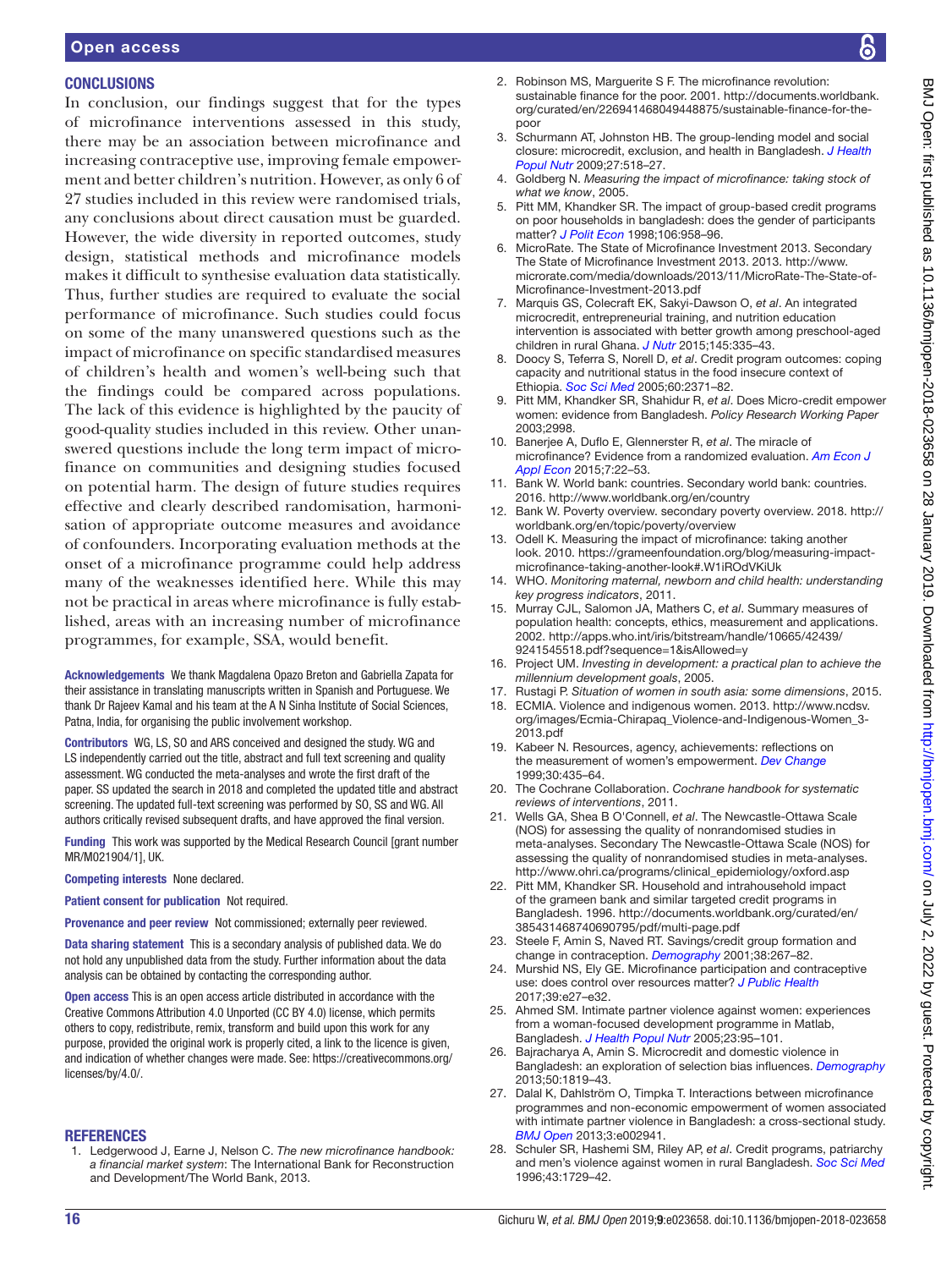## CONCLUSIONS

In conclusion, our findings suggest that for the types of microfinance interventions assessed in this study, there may be an association between microfinance and increasing contraceptive use, improving female empowerment and better children's nutrition. However, as only 6 of 27 studies included in this review were randomised trials, any conclusions about direct causation must be guarded. However, the wide diversity in reported outcomes, study design, statistical methods and microfinance models makes it difficult to synthesise evaluation data statistically. Thus, further studies are required to evaluate the social performance of microfinance. Such studies could focus on some of the many unanswered questions such as the impact of microfinance on specific standardised measures of children's health and women's well-being such that the findings could be compared across populations. The lack of this evidence is highlighted by the paucity of good-quality studies included in this review. Other unanswered questions include the long term impact of microfinance on communities and designing studies focused on potential harm. The design of future studies requires effective and clearly described randomisation, harmonisation of appropriate outcome measures and avoidance of confounders. Incorporating evaluation methods at the onset of a microfinance programme could help address many of the weaknesses identified here. While this may not be practical in areas where microfinance is fully established, areas with an increasing number of microfinance programmes, for example, SSA, would benefit.

**Acknowledgements** We thank Magdalena Opazo Breton and Gabriella Zapata for their assistance in translating manuscripts written in Spanish and Portuguese. We thank Dr Rajeev Kamal and his team at the A N Sinha Institute of Social Sciences, Patna, India, for organising the public involvement workshop.

**Contributors** WG, LS, SO and ARS conceived and designed the study. WG and LS independently carried out the title, abstract and full text screening and quality assessment. WG conducted the meta-analyses and wrote the first draft of the paper. SS updated the search in 2018 and completed the updated title and abstract screening. The updated full-text screening was performed by SO, SS and WG. All authors critically revised subsequent drafts, and have approved the final version.

**Funding** This work was supported by the Medical Research Council [grant number MR/M021904/1], UK.

**Competing interests** None declared.

**Patient consent for publication** Not required.

**Provenance and peer review** Not commissioned; externally peer reviewed.

**Data sharing statement** This is a secondary analysis of published data. We do not hold any unpublished data from the study. Further information about the data analysis can be obtained by contacting the corresponding author.

**Open access** This is an open access article distributed in accordance with the Creative Commons Attribution 4.0 Unported (CC BY 4.0) license, which permits others to copy, redistribute, remix, transform and build upon this work for any purpose, provided the original work is properly cited, a link to the licence is given, and indication of whether changes were made. See: https://creativecommons.org/licenses/by/4.0/.

## REFERENCES

1. Ledgerwood J, Earne J, Nelson C. *The new microfinance handbook: a financial market system*: The International Bank for Reconstruction and Development/The World Bank, 2013.
2. Robinson MS, Marguerite S F. The microfinance revolution: sustainable finance for the poor. 2001. http://documents.worldbank.org/curated/en/226941468049448875/sustainable-finance-for-the-poor
3. Schurmann AT, Johnston HB. The group-lending model and social closure: microcredit, exclusion, and health in Bangladesh. *J Health Popul Nutr* 2009;27:518–27.
4. Goldberg N. *Measuring the impact of microfinance: taking stock of what we know*, 2005.
5. Pitt MM, Khandker SR. The impact of group-based credit programs on poor households in bangladesh: does the gender of participants matter? *J Polit Econ* 1998;106:958–96.
6. MicroRate. The State of Microfinance Investment 2013. Secondary The State of Microfinance Investment 2013. 2013. http://www.microrate.com/media/downloads/2013/11/MicroRate-The-State-of-Microfinance-Investment-2013.pdf
7. Marquis GS, Colecraft EK, Sakyi-Dawson O, *et al*. An integrated microcredit, entrepreneurial training, and nutrition education intervention is associated with better growth among preschool-aged children in rural Ghana. *J Nutr* 2015;145:335–43.
8. Doocy S, Teferra S, Norell D, *et al*. Credit program outcomes: coping capacity and nutritional status in the food insecure context of Ethiopia. *Soc Sci Med* 2005;60:2371–82.
9. Pitt MM, Khandker SR, Shahidur R, *et al*. Does Micro-credit empower women: evidence from Bangladesh. *Policy Research Working Paper* 2003;2998.
10. Banerjee A, Duflo E, Glennerster R, *et al*. The miracle of microfinance? Evidence from a randomized evaluation. *Am Econ J Appl Econ* 2015;7:22–53.
11. Bank W. World bank: countries. Secondary world bank: countries. 2016. http://www.worldbank.org/en/country
12. Bank W. Poverty overview. secondary poverty overview. 2018. http://worldbank.org/en/topic/poverty/overview
13. Odell K. Measuring the impact of microfinance: taking another look. 2010. https://grameenfoundation.org/blog/measuring-impact-microfinance-taking-another-look#.W1iROdVKiUk
14. WHO. *Monitoring maternal, newborn and child health: understanding key progress indicators*, 2011.
15. Murray CJL, Salomon JA, Mathers C, *et al*. Summary measures of population health: concepts, ethics, measurement and applications. 2002. http://apps.who.int/iris/bitstream/handle/10665/42439/9241545518.pdf?sequence=1&isAllowed=y
16. Project UM. *Investing in development: a practical plan to achieve the millennium development goals*, 2005.
17. Rustagi P. *Situation of women in south asia: some dimensions*, 2015.
18. ECMIA. Violence and indigenous women. 2013. http://www.ncdsv.org/images/Ecmia-Chirapaq_Violence-and-Indigenous-Women_3-2013.pdf
19. Kabeer N. Resources, agency, achievements: reflections on the measurement of women's empowerment. *Dev Change* 1999;30:435–64.
20. The Cochrane Collaboration. *Cochrane handbook for systematic reviews of interventions*, 2011.
21. Wells GA, Shea B O'Connell, *et al*. The Newcastle-Ottawa Scale (NOS) for assessing the quality of nonrandomised studies in meta-analyses. Secondary The Newcastle-Ottawa Scale (NOS) for assessing the quality of nonrandomised studies in meta-analyses. http://www.ohri.ca/programs/clinical_epidemiology/oxford.asp
22. Pitt MM, Khandker SR. Household and intrahousehold impact of the grameen bank and similar targeted credit programs in Bangladesh. 1996. http://documents.worldbank.org/curated/en/385431468740690795/pdf/multi-page.pdf
23. Steele F, Amin S, Naved RT. Savings/credit group formation and change in contraception. *Demography* 2001;38:267–82.
24. Murshid NS, Ely GE. Microfinance participation and contraceptive use: does control over resources matter? *J Public Health* 2017;39:e27–e32.
25. Ahmed SM. Intimate partner violence against women: experiences from a woman-focused development programme in Matlab, Bangladesh. *J Health Popul Nutr* 2005;23:95–101.
26. Bajracharya A, Amin S. Microcredit and domestic violence in Bangladesh: an exploration of selection bias influences. *Demography* 2013;50:1819–43.
27. Dalal K, Dahlström O, Timpka T. Interactions between microfinance programmes and non-economic empowerment of women associated with intimate partner violence in Bangladesh: a cross-sectional study. *BMJ Open* 2013;3:e002941.
28. Schuler SR, Hashemi SM, Riley AP, *et al*. Credit programs, patriarchy and men's violence against women in rural Bangladesh. *Soc Sci Med* 1996;43:1729–42.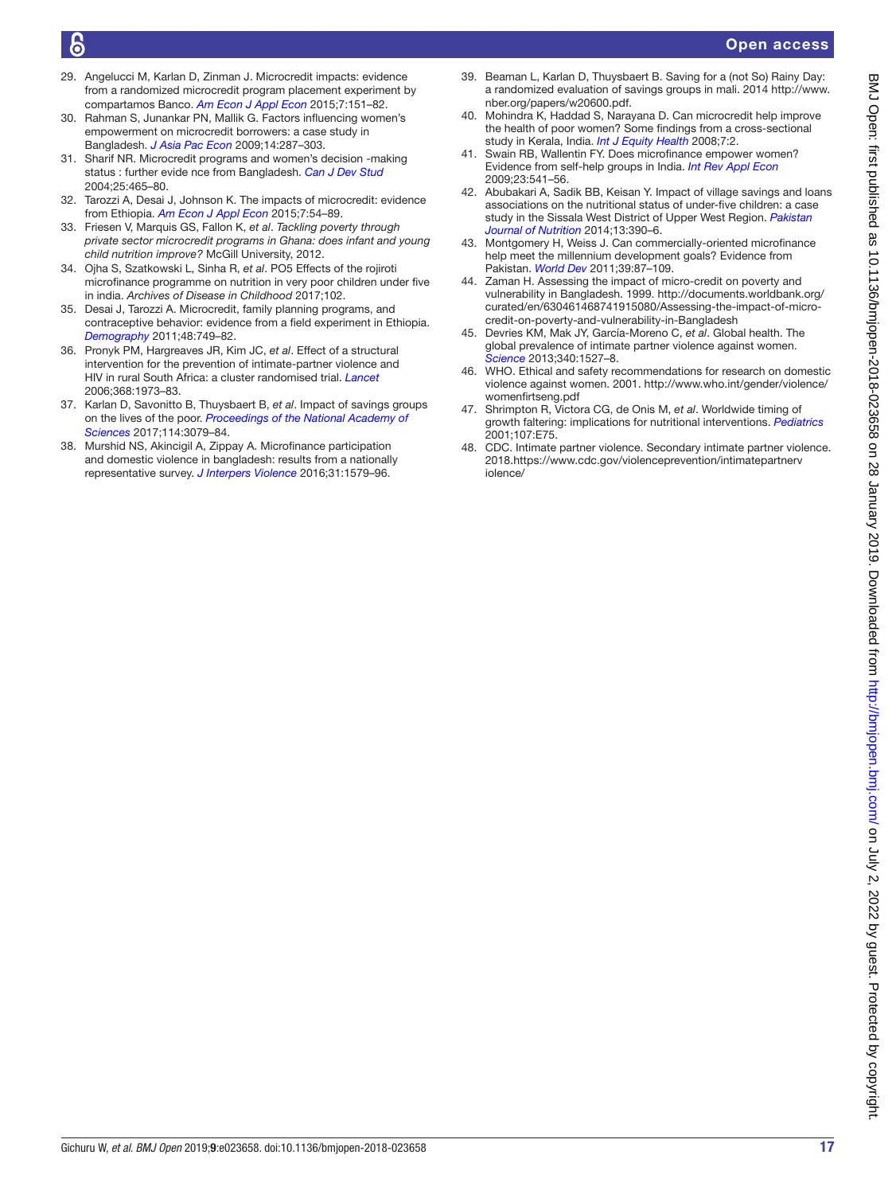29. Angelucci M, Karlan D, Zinman J. Microcredit impacts: evidence from a randomized microcredit program placement experiment by compartamos Banco. *Am Econ J Appl Econ* 2015;7:151–82.
30. Rahman S, Junankar PN, Mallik G. Factors influencing women's empowerment on microcredit borrowers: a case study in Bangladesh. *J Asia Pac Econ* 2009;14:287–303.
31. Sharif NR. Microcredit programs and women's decision -making status : further evide nce from Bangladesh. *Can J Dev Stud* 2004;25:465–80.
32. Tarozzi A, Desai J, Johnson K. The impacts of microcredit: evidence from Ethiopia. *Am Econ J Appl Econ* 2015;7:54–89.
33. Friesen V, Marquis GS, Fallon K, *et al*. *Tackling poverty through private sector microcredit programs in Ghana: does infant and young child nutrition improve?* McGill University, 2012.
34. Ojha S, Szatkowski L, Sinha R, *et al*. PO5 Effects of the rojiroti microfinance programme on nutrition in very poor children under five in india. *Archives of Disease in Childhood* 2017;102.
35. Desai J, Tarozzi A. Microcredit, family planning programs, and contraceptive behavior: evidence from a field experiment in Ethiopia. *Demography* 2011;48:749–82.
36. Pronyk PM, Hargreaves JR, Kim JC, *et al*. Effect of a structural intervention for the prevention of intimate-partner violence and HIV in rural South Africa: a cluster randomised trial. *Lancet* 2006;368:1973–83.
37. Karlan D, Savonitto B, Thuysbaert B, *et al*. Impact of savings groups on the lives of the poor. *Proceedings of the National Academy of Sciences* 2017;114:3079–84.
38. Murshid NS, Akincigil A, Zippay A. Microfinance participation and domestic violence in bangladesh: results from a nationally representative survey. *J Interpers Violence* 2016;31:1579–96.
39. Beaman L, Karlan D, Thuysbaert B. Saving for a (not So) Rainy Day: a randomized evaluation of savings groups in mali. 2014 http://www.nber.org/papers/w20600.pdf.
40. Mohindra K, Haddad S, Narayana D. Can microcredit help improve the health of poor women? Some findings from a cross-sectional study in Kerala, India. *Int J Equity Health* 2008;7:2.
41. Swain RB, Wallentin FY. Does microfinance empower women? Evidence from self-help groups in India. *Int Rev Appl Econ* 2009;23:541–56.
42. Abubakari A, Sadik BB, Keisan Y. Impact of village savings and loans associations on the nutritional status of under-five children: a case study in the Sissala West District of Upper West Region. *Pakistan Journal of Nutrition* 2014;13:390–6.
43. Montgomery H, Weiss J. Can commercially-oriented microfinance help meet the millennium development goals? Evidence from Pakistan. *World Dev* 2011;39:87–109.
44. Zaman H. Assessing the impact of micro-credit on poverty and vulnerability in Bangladesh. 1999. http://documents.worldbank.org/curated/en/630461468741915080/Assessing-the-impact-of-micro-credit-on-poverty-and-vulnerability-in-Bangladesh
45. Devries KM, Mak JY, García-Moreno C, *et al*. Global health. The global prevalence of intimate partner violence against women. *Science* 2013;340:1527–8.
46. WHO. Ethical and safety recommendations for research on domestic violence against women. 2001. http://www.who.int/gender/violence/womenfirtseng.pdf
47. Shrimpton R, Victora CG, de Onis M, *et al*. Worldwide timing of growth faltering: implications for nutritional interventions. *Pediatrics* 2001;107:E75.
48. CDC. Intimate partner violence. Secondary intimate partner violence. 2018.https://www.cdc.gov/violenceprevention/intimatepartnerviolence/